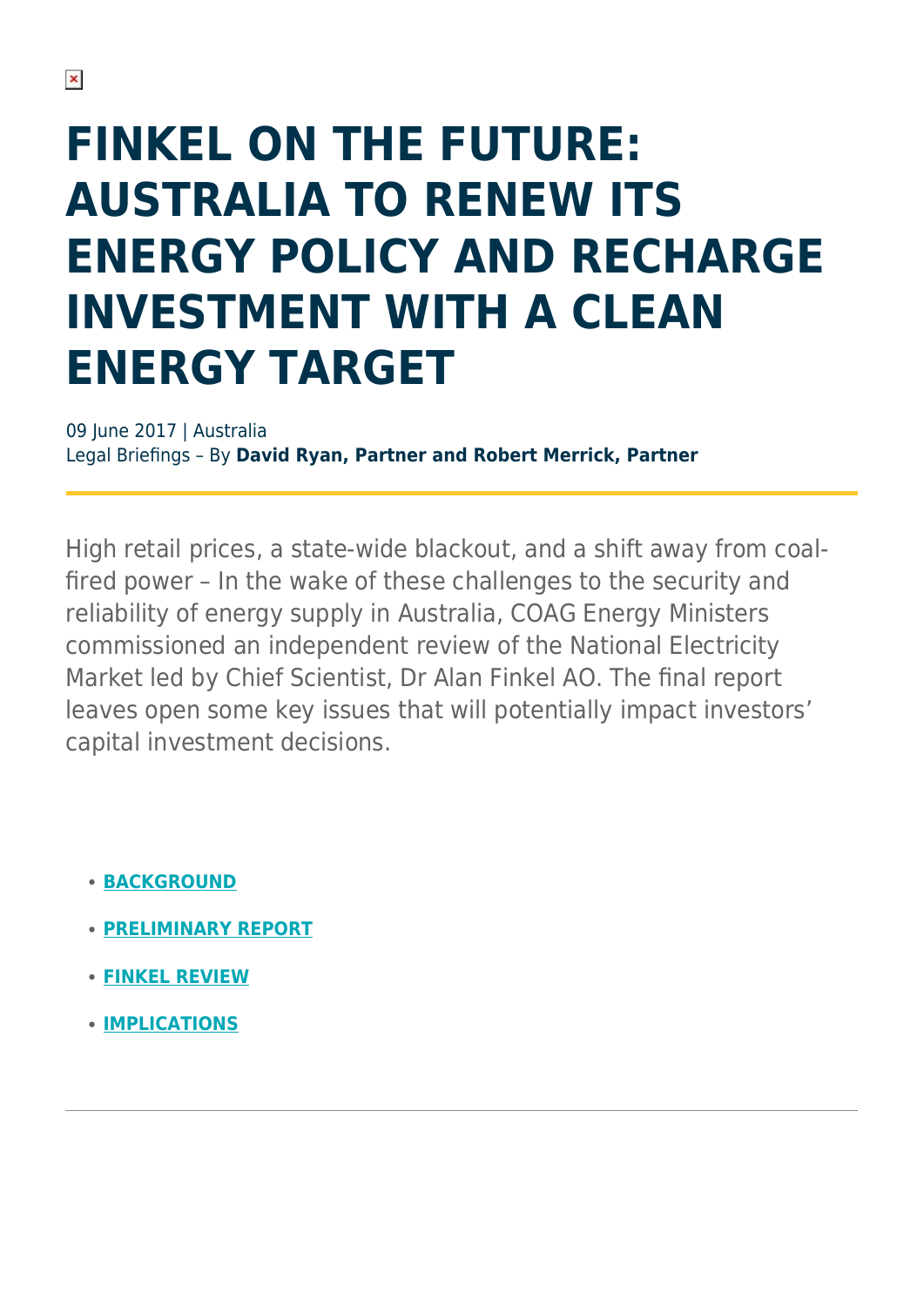# FINKEL ON THE FUTURE: AUSTRALIA TO RENEW ITS ENERGY POLICY AND RECHARGE INVESTMENT WITH A CLEAN ENERGY TARGET

09 June 2017 | Australia
Legal Briefings – By **David Ryan, Partner and Robert Merrick, Partner**

---

High retail prices, a state-wide blackout, and a shift away from coal-fired power – In the wake of these challenges to the security and reliability of energy supply in Australia, COAG Energy Ministers commissioned an independent review of the National Electricity Market led by Chief Scientist, Dr Alan Finkel AO. The final report leaves open some key issues that will potentially impact investors' capital investment decisions.

- **BACKGROUND**
- **PRELIMINARY REPORT**
- **FINKEL REVIEW**
- **IMPLICATIONS**

---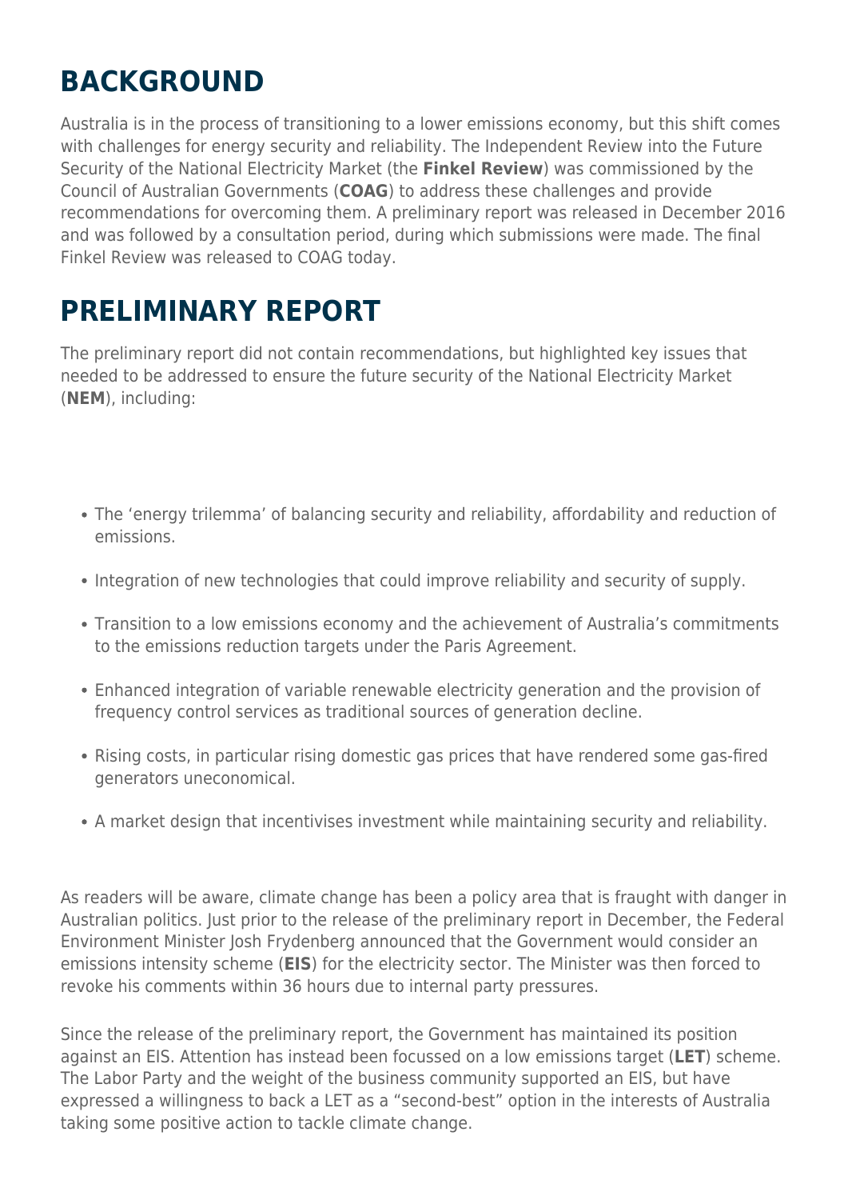## BACKGROUND

Australia is in the process of transitioning to a lower emissions economy, but this shift comes with challenges for energy security and reliability. The Independent Review into the Future Security of the National Electricity Market (the **Finkel Review**) was commissioned by the Council of Australian Governments (**COAG**) to address these challenges and provide recommendations for overcoming them. A preliminary report was released in December 2016 and was followed by a consultation period, during which submissions were made. The final Finkel Review was released to COAG today.

## PRELIMINARY REPORT

The preliminary report did not contain recommendations, but highlighted key issues that needed to be addressed to ensure the future security of the National Electricity Market (**NEM**), including:

- The 'energy trilemma' of balancing security and reliability, affordability and reduction of emissions.
- Integration of new technologies that could improve reliability and security of supply.
- Transition to a low emissions economy and the achievement of Australia's commitments to the emissions reduction targets under the Paris Agreement.
- Enhanced integration of variable renewable electricity generation and the provision of frequency control services as traditional sources of generation decline.
- Rising costs, in particular rising domestic gas prices that have rendered some gas-fired generators uneconomical.
- A market design that incentivises investment while maintaining security and reliability.

As readers will be aware, climate change has been a policy area that is fraught with danger in Australian politics. Just prior to the release of the preliminary report in December, the Federal Environment Minister Josh Frydenberg announced that the Government would consider an emissions intensity scheme (**EIS**) for the electricity sector. The Minister was then forced to revoke his comments within 36 hours due to internal party pressures.

Since the release of the preliminary report, the Government has maintained its position against an EIS. Attention has instead been focussed on a low emissions target (**LET**) scheme. The Labor Party and the weight of the business community supported an EIS, but have expressed a willingness to back a LET as a "second-best" option in the interests of Australia taking some positive action to tackle climate change.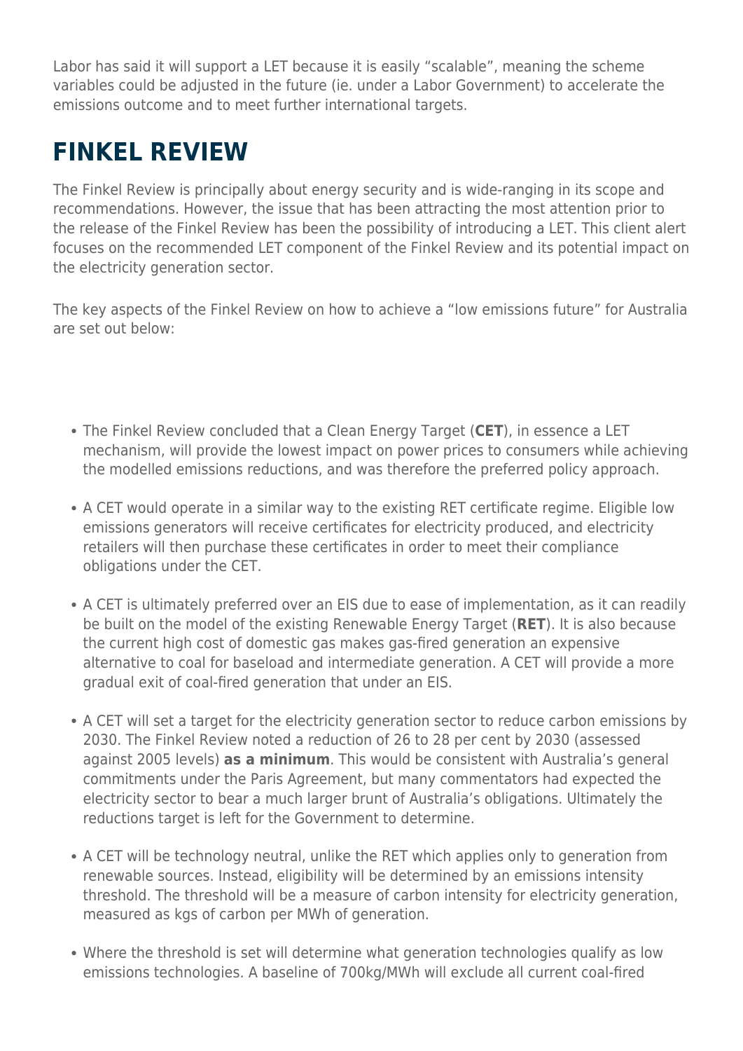Labor has said it will support a LET because it is easily "scalable", meaning the scheme variables could be adjusted in the future (ie. under a Labor Government) to accelerate the emissions outcome and to meet further international targets.

## FINKEL REVIEW

The Finkel Review is principally about energy security and is wide-ranging in its scope and recommendations. However, the issue that has been attracting the most attention prior to the release of the Finkel Review has been the possibility of introducing a LET. This client alert focuses on the recommended LET component of the Finkel Review and its potential impact on the electricity generation sector.

The key aspects of the Finkel Review on how to achieve a "low emissions future" for Australia are set out below:

- The Finkel Review concluded that a Clean Energy Target (**CET**), in essence a LET mechanism, will provide the lowest impact on power prices to consumers while achieving the modelled emissions reductions, and was therefore the preferred policy approach.
- A CET would operate in a similar way to the existing RET certificate regime. Eligible low emissions generators will receive certificates for electricity produced, and electricity retailers will then purchase these certificates in order to meet their compliance obligations under the CET.
- A CET is ultimately preferred over an EIS due to ease of implementation, as it can readily be built on the model of the existing Renewable Energy Target (**RET**). It is also because the current high cost of domestic gas makes gas-fired generation an expensive alternative to coal for baseload and intermediate generation. A CET will provide a more gradual exit of coal-fired generation that under an EIS.
- A CET will set a target for the electricity generation sector to reduce carbon emissions by 2030. The Finkel Review noted a reduction of 26 to 28 per cent by 2030 (assessed against 2005 levels) **as a minimum**. This would be consistent with Australia's general commitments under the Paris Agreement, but many commentators had expected the electricity sector to bear a much larger brunt of Australia's obligations. Ultimately the reductions target is left for the Government to determine.
- A CET will be technology neutral, unlike the RET which applies only to generation from renewable sources. Instead, eligibility will be determined by an emissions intensity threshold. The threshold will be a measure of carbon intensity for electricity generation, measured as kgs of carbon per MWh of generation.
- Where the threshold is set will determine what generation technologies qualify as low emissions technologies. A baseline of 700kg/MWh will exclude all current coal-fired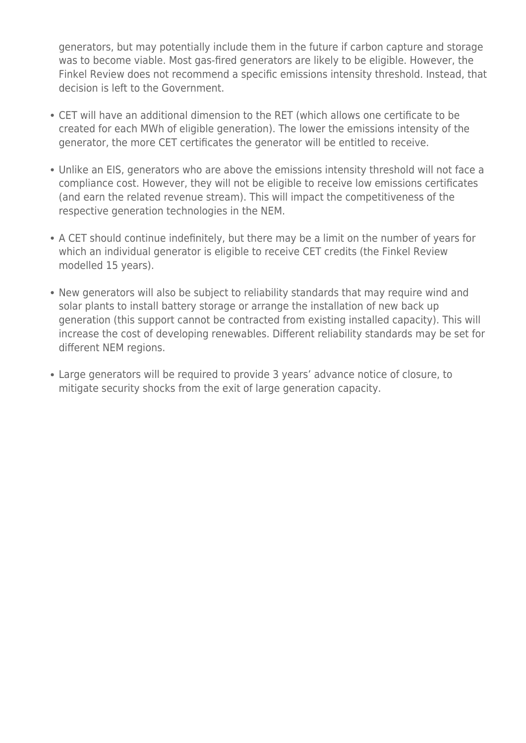generators, but may potentially include them in the future if carbon capture and storage was to become viable. Most gas-fired generators are likely to be eligible. However, the Finkel Review does not recommend a specific emissions intensity threshold. Instead, that decision is left to the Government.

- CET will have an additional dimension to the RET (which allows one certificate to be created for each MWh of eligible generation). The lower the emissions intensity of the generator, the more CET certificates the generator will be entitled to receive.
- Unlike an EIS, generators who are above the emissions intensity threshold will not face a compliance cost. However, they will not be eligible to receive low emissions certificates (and earn the related revenue stream). This will impact the competitiveness of the respective generation technologies in the NEM.
- A CET should continue indefinitely, but there may be a limit on the number of years for which an individual generator is eligible to receive CET credits (the Finkel Review modelled 15 years).
- New generators will also be subject to reliability standards that may require wind and solar plants to install battery storage or arrange the installation of new back up generation (this support cannot be contracted from existing installed capacity). This will increase the cost of developing renewables. Different reliability standards may be set for different NEM regions.
- Large generators will be required to provide 3 years' advance notice of closure, to mitigate security shocks from the exit of large generation capacity.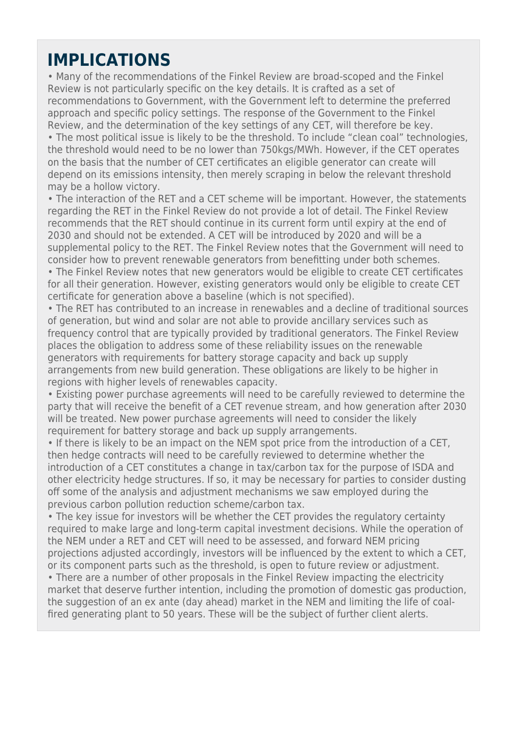## IMPLICATIONS

- Many of the recommendations of the Finkel Review are broad-scoped and the Finkel Review is not particularly specific on the key details. It is crafted as a set of recommendations to Government, with the Government left to determine the preferred approach and specific policy settings. The response of the Government to the Finkel Review, and the determination of the key settings of any CET, will therefore be key.
- The most political issue is likely to be the threshold. To include "clean coal" technologies, the threshold would need to be no lower than 750kgs/MWh. However, if the CET operates on the basis that the number of CET certificates an eligible generator can create will depend on its emissions intensity, then merely scraping in below the relevant threshold may be a hollow victory.
- The interaction of the RET and a CET scheme will be important. However, the statements regarding the RET in the Finkel Review do not provide a lot of detail. The Finkel Review recommends that the RET should continue in its current form until expiry at the end of 2030 and should not be extended. A CET will be introduced by 2020 and will be a supplemental policy to the RET. The Finkel Review notes that the Government will need to consider how to prevent renewable generators from benefitting under both schemes.
- The Finkel Review notes that new generators would be eligible to create CET certificates for all their generation. However, existing generators would only be eligible to create CET certificate for generation above a baseline (which is not specified).
- The RET has contributed to an increase in renewables and a decline of traditional sources of generation, but wind and solar are not able to provide ancillary services such as frequency control that are typically provided by traditional generators. The Finkel Review places the obligation to address some of these reliability issues on the renewable generators with requirements for battery storage capacity and back up supply arrangements from new build generation. These obligations are likely to be higher in regions with higher levels of renewables capacity.
- Existing power purchase agreements will need to be carefully reviewed to determine the party that will receive the benefit of a CET revenue stream, and how generation after 2030 will be treated. New power purchase agreements will need to consider the likely requirement for battery storage and back up supply arrangements.
- If there is likely to be an impact on the NEM spot price from the introduction of a CET, then hedge contracts will need to be carefully reviewed to determine whether the introduction of a CET constitutes a change in tax/carbon tax for the purpose of ISDA and other electricity hedge structures. If so, it may be necessary for parties to consider dusting off some of the analysis and adjustment mechanisms we saw employed during the previous carbon pollution reduction scheme/carbon tax.
- The key issue for investors will be whether the CET provides the regulatory certainty required to make large and long-term capital investment decisions. While the operation of the NEM under a RET and CET will need to be assessed, and forward NEM pricing projections adjusted accordingly, investors will be influenced by the extent to which a CET, or its component parts such as the threshold, is open to future review or adjustment.
- There are a number of other proposals in the Finkel Review impacting the electricity market that deserve further intention, including the promotion of domestic gas production, the suggestion of an ex ante (day ahead) market in the NEM and limiting the life of coal-fired generating plant to 50 years. These will be the subject of further client alerts.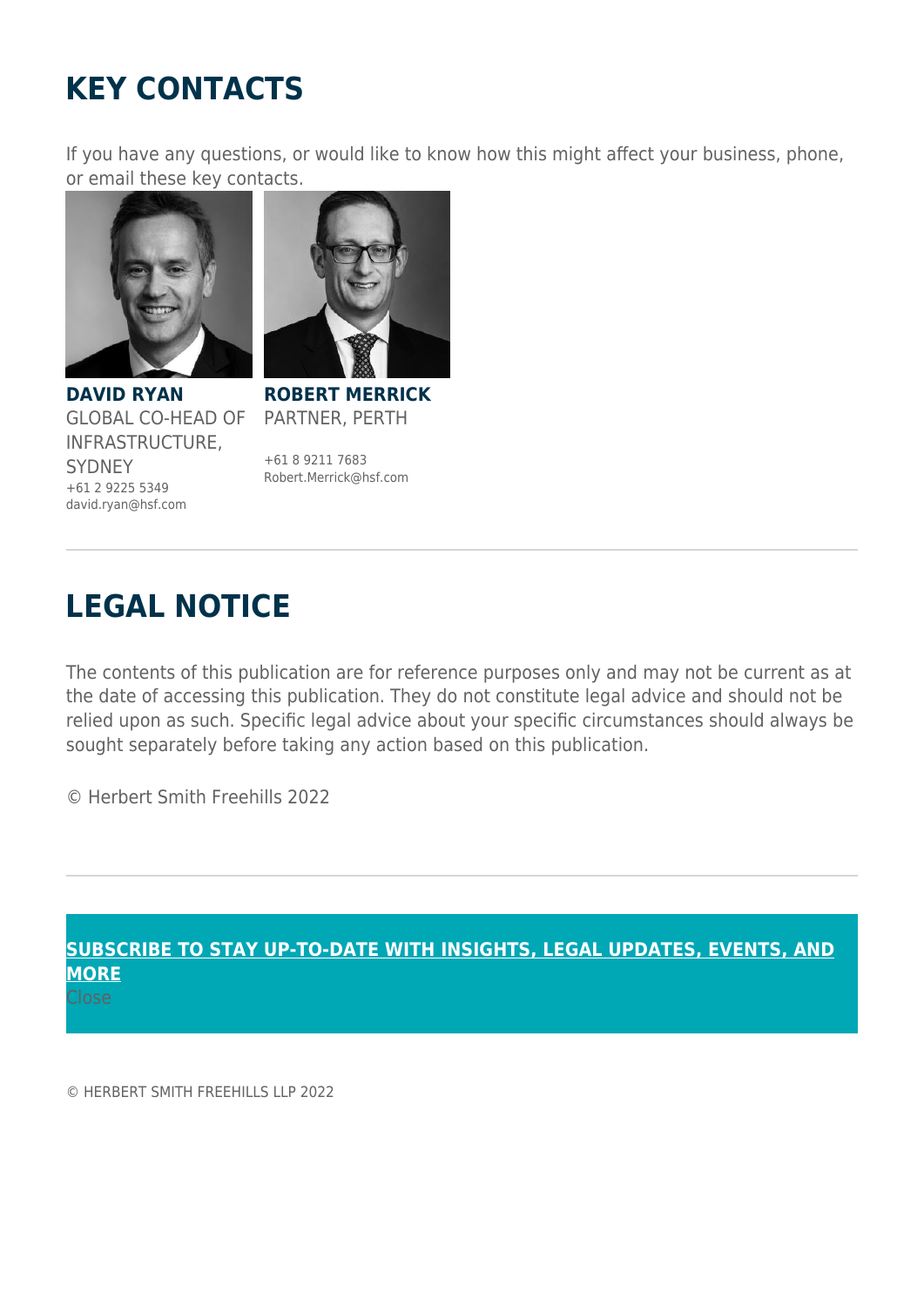# KEY CONTACTS

If you have any questions, or would like to know how this might affect your business, phone, or email these key contacts.

**DAVID RYAN**
GLOBAL CO-HEAD OF INFRASTRUCTURE, SYDNEY
+61 2 9225 5349
david.ryan@hsf.com

**ROBERT MERRICK**
PARTNER, PERTH

+61 8 9211 7683
Robert.Merrick@hsf.com

---

# LEGAL NOTICE

The contents of this publication are for reference purposes only and may not be current as at the date of accessing this publication. They do not constitute legal advice and should not be relied upon as such. Specific legal advice about your specific circumstances should always be sought separately before taking any action based on this publication.

© Herbert Smith Freehills 2022

---

**SUBSCRIBE TO STAY UP-TO-DATE WITH INSIGHTS, LEGAL UPDATES, EVENTS, AND MORE**
Close

© HERBERT SMITH FREEHILLS LLP 2022